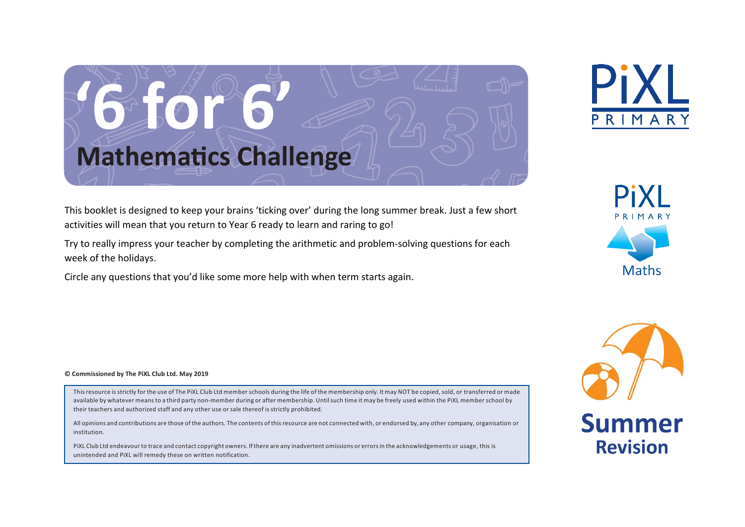# '6 for 6'

## Mathematics Challenge

PiXL PRIMARY

PiXL PRIMARY Maths

Summer Revision

This booklet is designed to keep your brains 'ticking over' during the long summer break. Just a few short activities will mean that you return to Year 6 ready to learn and raring to go!

Try to really impress your teacher by completing the arithmetic and problem-solving questions for each week of the holidays.

Circle any questions that you'd like some more help with when term starts again.

**© Commissioned by The PiXL Club Ltd. May 2019**

This resource is strictly for the use of The PiXL Club Ltd member schools during the life of the membership only. It may NOT be copied, sold, or transferred or made available by whatever means to a third party non-member during or after membership. Until such time it may be freely used within the PiXL member school by their teachers and authorized staff and any other use or sale thereof is strictly prohibited.

All opinions and contributions are those of the authors. The contents of this resource are not connected with, or endorsed by, any other company, organisation or institution.

PiXL Club Ltd endeavour to trace and contact copyright owners. If there are any inadvertent omissions or errors in the acknowledgements or usage, this is unintended and PiXL will remedy these on written notification.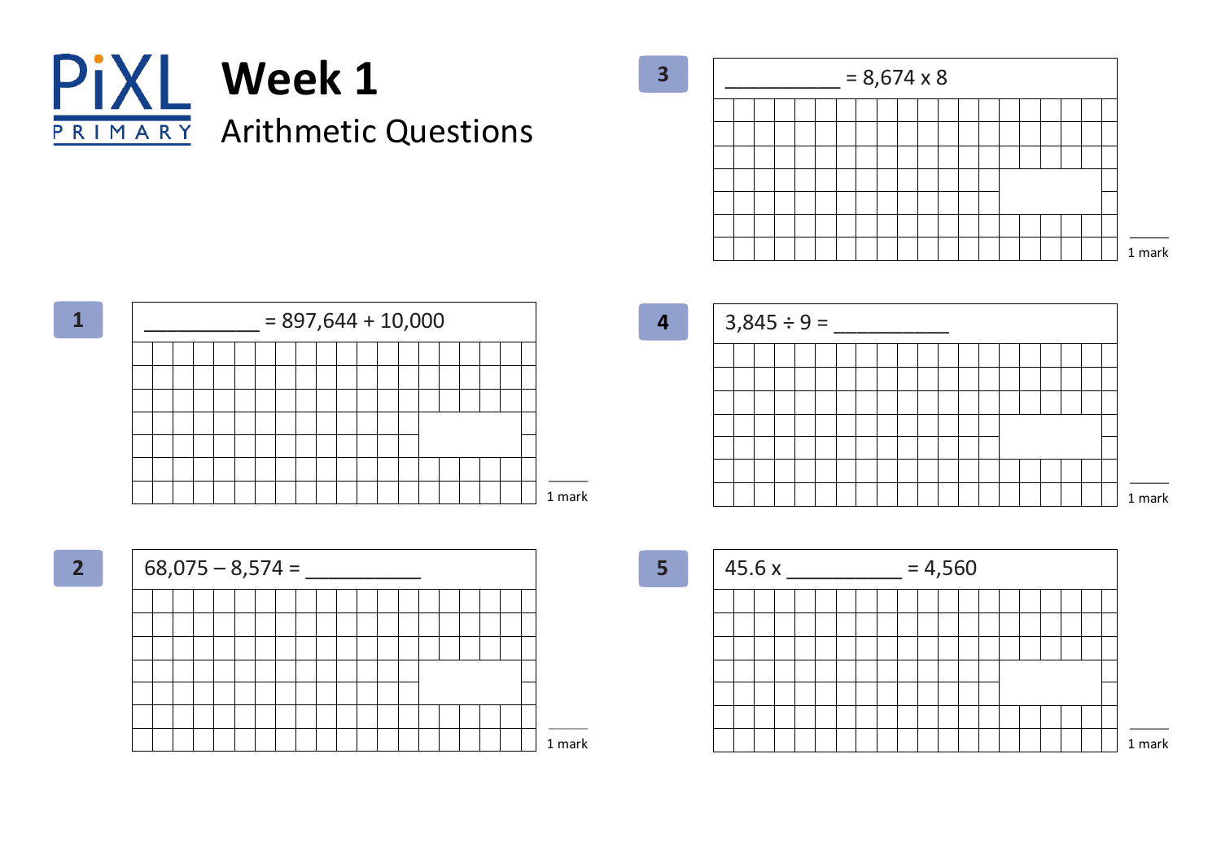# PiXL PRIMARY

## Week 1

### Arithmetic Questions

**1**

__________ = 897,644 + 10,000

1 mark

**2**

68,075 – 8,574 = __________

1 mark

**3**

__________ = 8,674 x 8

1 mark

**4**

3,845 ÷ 9 = __________

1 mark

**5**

45.6 x __________ = 4,560

1 mark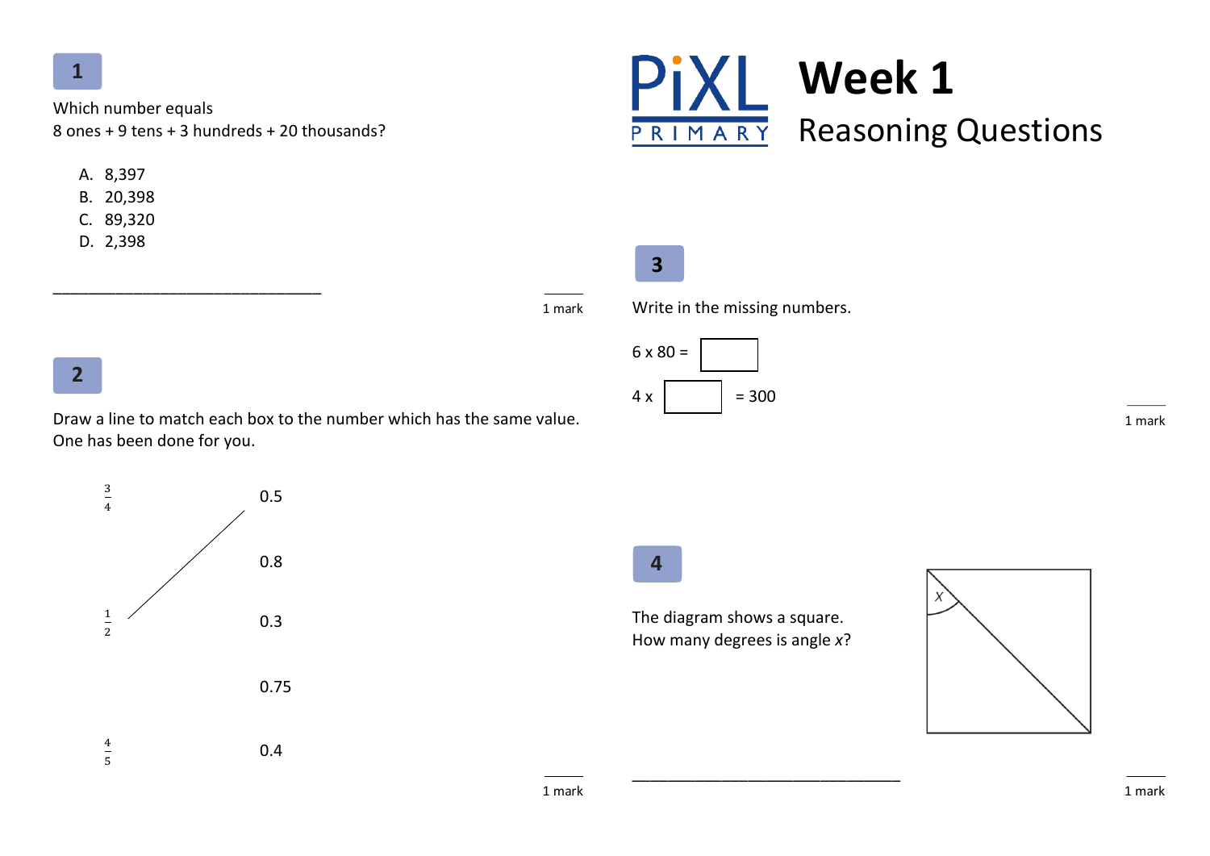# PiXL PRIMARY

# Week 1
## Reasoning Questions

### 1

Which number equals
8 ones + 9 tens + 3 hundreds + 20 thousands?

A. 8,397
B. 20,398
C. 89,320
D. 2,398

______________________________

1 mark

### 2

Draw a line to match each box to the number which has the same value.
One has been done for you.

| | |
|---|---|
| $\frac{3}{4}$ | 0.5 |
| | 0.8 |
| $\frac{1}{2}$ | 0.3 |
| | 0.75 |
| $\frac{4}{5}$ | 0.4 |

1 mark

### 3

Write in the missing numbers.

6 x 80 = ☐

4 x ☐ = 300

1 mark

### 4

The diagram shows a square.
How many degrees is angle *x*?

______________________________

1 mark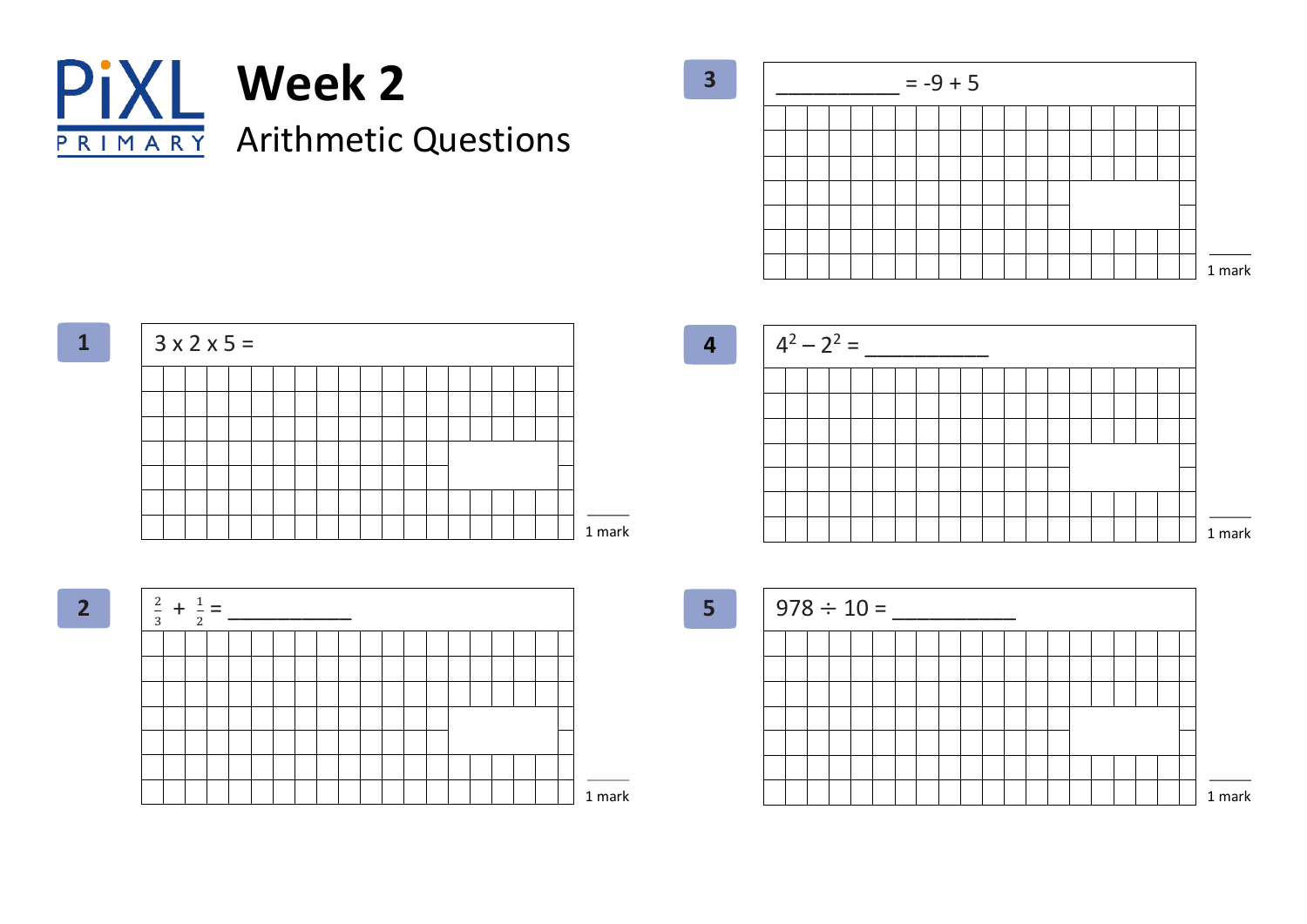# Week 2

## Arithmetic Questions

**1**

$3 \times 2 \times 5 =$

1 mark

**2**

$\frac{2}{3} + \frac{1}{2} =$ __________

1 mark

**3**

__________ $= -9 + 5$

1 mark

**4**

$4^2 - 2^2 =$ __________

1 mark

**5**

$978 \div 10 =$ __________

1 mark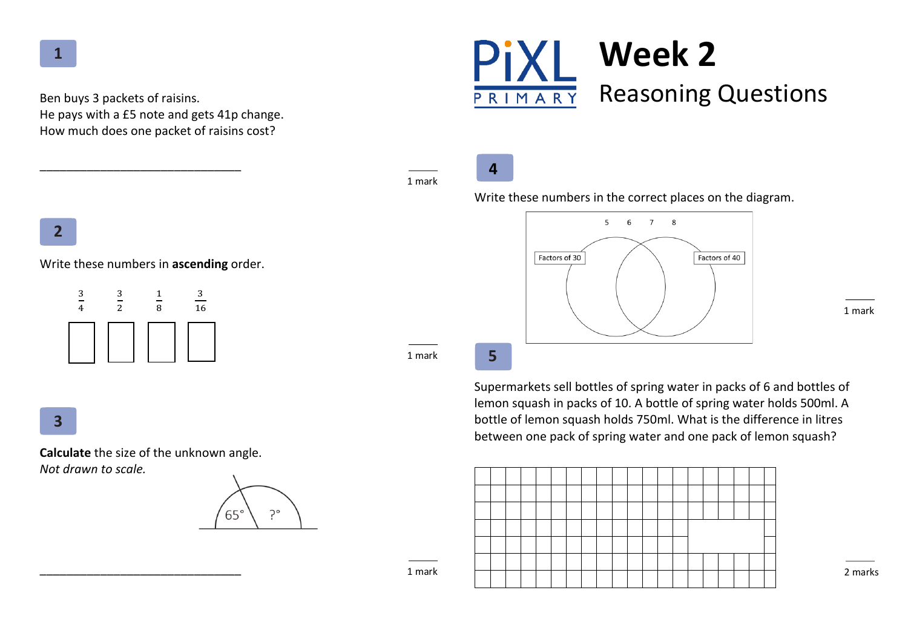# Week 2

## Reasoning Questions

**1**

Ben buys 3 packets of raisins.
He pays with a £5 note and gets 41p change.
How much does one packet of raisins cost?

_______________________________

1 mark

**2**

Write these numbers in **ascending** order.

$\frac{3}{4}$ $\frac{3}{2}$ $\frac{1}{8}$ $\frac{3}{16}$

☐ ☐ ☐ ☐

1 mark

**3**

**Calculate** the size of the unknown angle.
*Not drawn to scale.*

65° ?°

_______________________________

1 mark

**4**

Write these numbers in the correct places on the diagram.

5 6 7 8

Factors of 30

Factors of 40

1 mark

**5**

Supermarkets sell bottles of spring water in packs of 6 and bottles of lemon squash in packs of 10. A bottle of spring water holds 500ml. A bottle of lemon squash holds 750ml. What is the difference in litres between one pack of spring water and one pack of lemon squash?

2 marks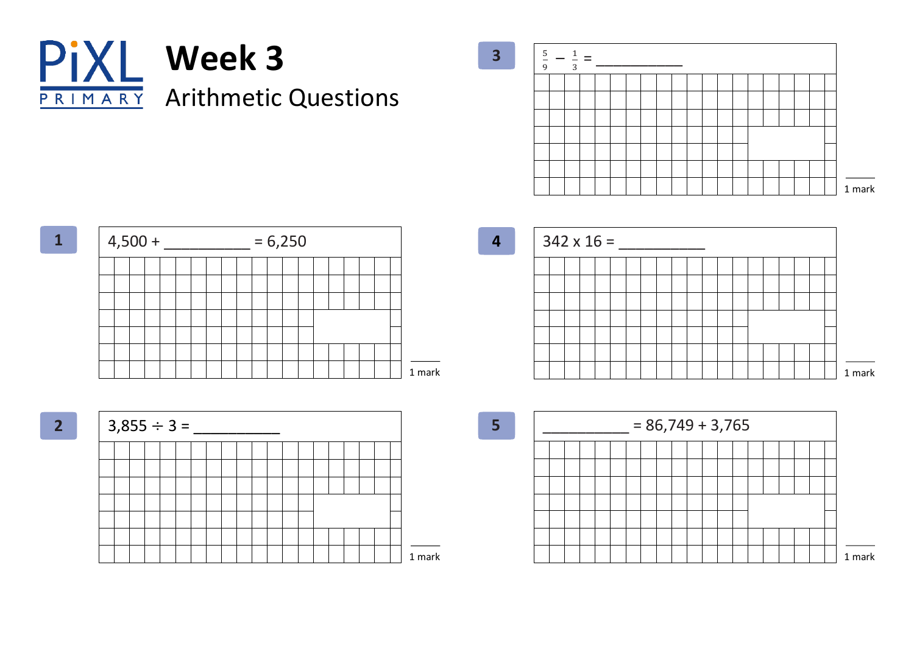# Week 3

## Arithmetic Questions

**1** $4{,}500 + $ __________ $= 6{,}250$

1 mark

**2** $3{,}855 \div 3 = $ __________

1 mark

**3** $\frac{5}{9} - \frac{1}{3} = $ __________

1 mark

**4** $342 \times 16 = $ __________

1 mark

**5** __________ $= 86{,}749 + 3{,}765$

1 mark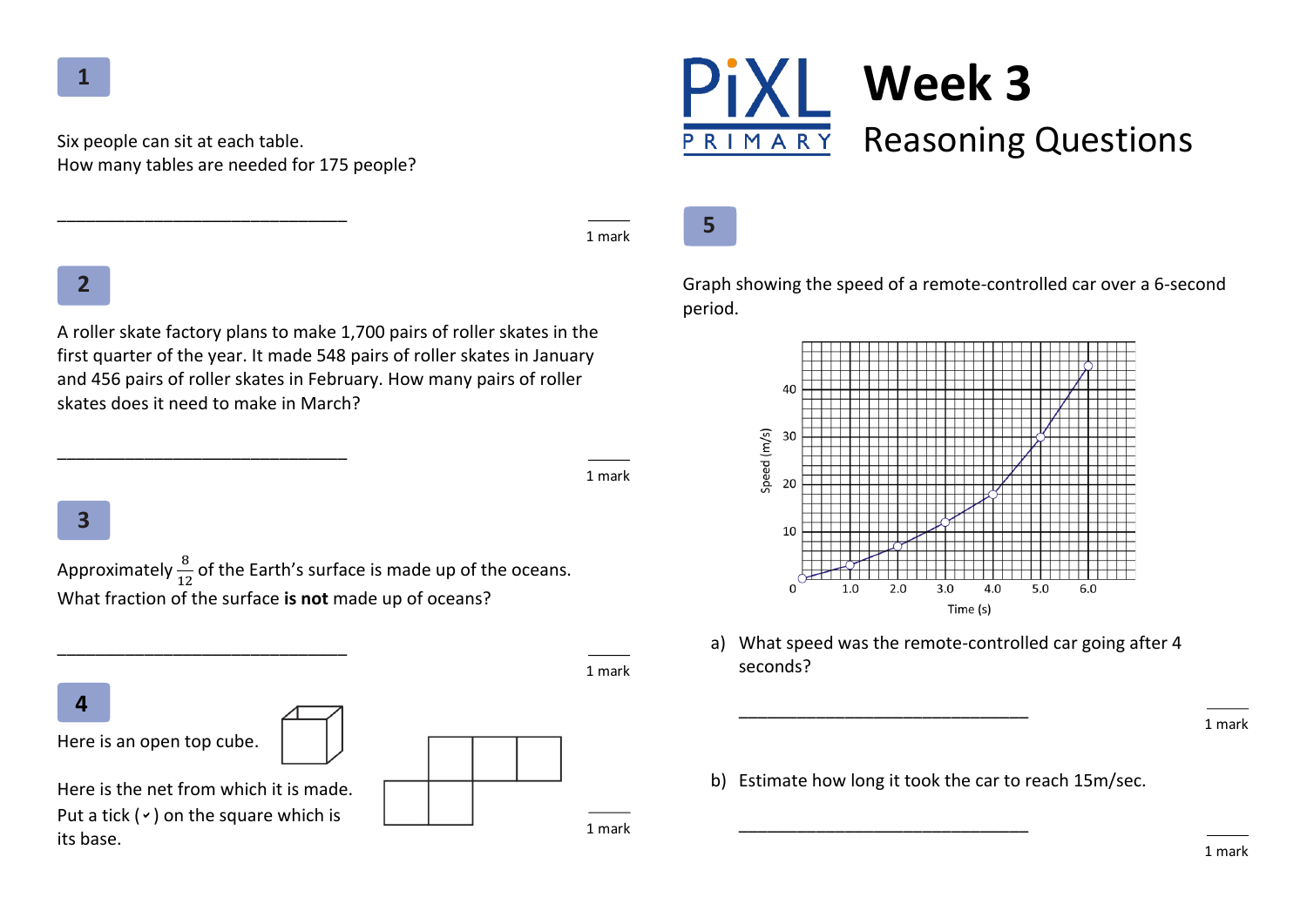# Week 3

## Reasoning Questions

**1**

Six people can sit at each table.
How many tables are needed for 175 people?

______________________________ 1 mark

**2**

A roller skate factory plans to make 1,700 pairs of roller skates in the first quarter of the year. It made 548 pairs of roller skates in January and 456 pairs of roller skates in February. How many pairs of roller skates does it need to make in March?

______________________________ 1 mark

**3**

Approximately $\frac{8}{12}$ of the Earth's surface is made up of the oceans.
What fraction of the surface **is not** made up of oceans?

______________________________ 1 mark

**4**

Here is an open top cube.

Here is the net from which it is made.
Put a tick (✓) on the square which is its base.

1 mark

**5**

Graph showing the speed of a remote-controlled car over a 6-second period.

a) What speed was the remote-controlled car going after 4 seconds?

______________________________ 1 mark

b) Estimate how long it took the car to reach 15m/sec.

______________________________ 1 mark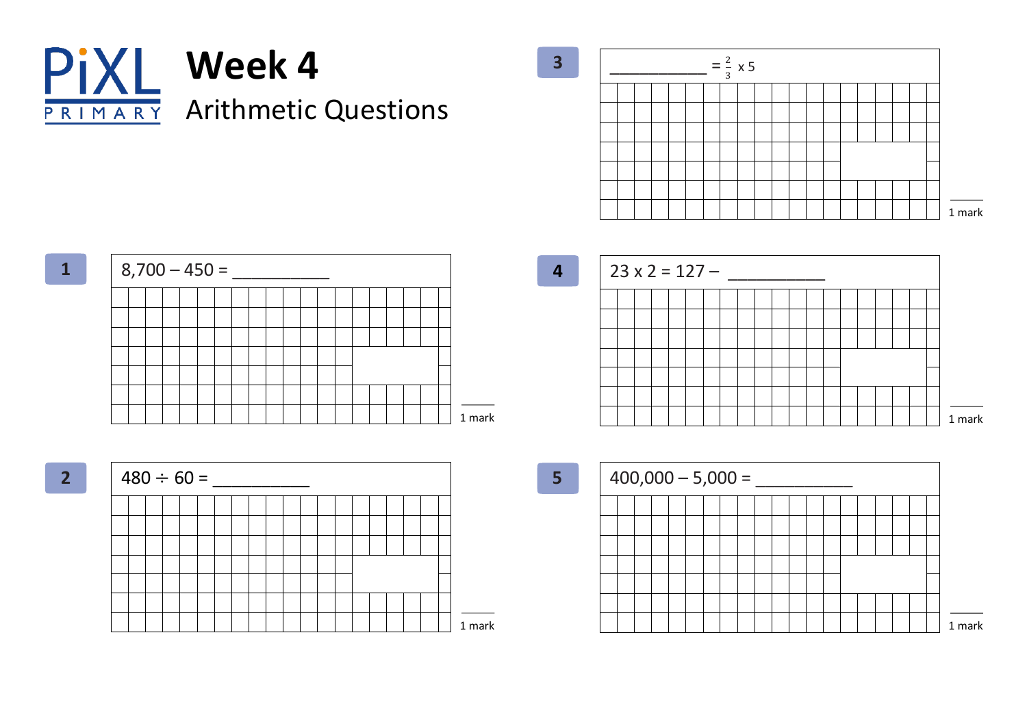# PiXL PRIMARY

## Week 4

### Arithmetic Questions

**1** $8{,}700 - 450 =$ __________

1 mark

**2** $480 \div 60 =$ __________

1 mark

**3** __________ $= \frac{2}{3} \times 5$

1 mark

**4** $23 \times 2 = 127 -$ __________

1 mark

**5** $400{,}000 - 5{,}000 =$ __________

1 mark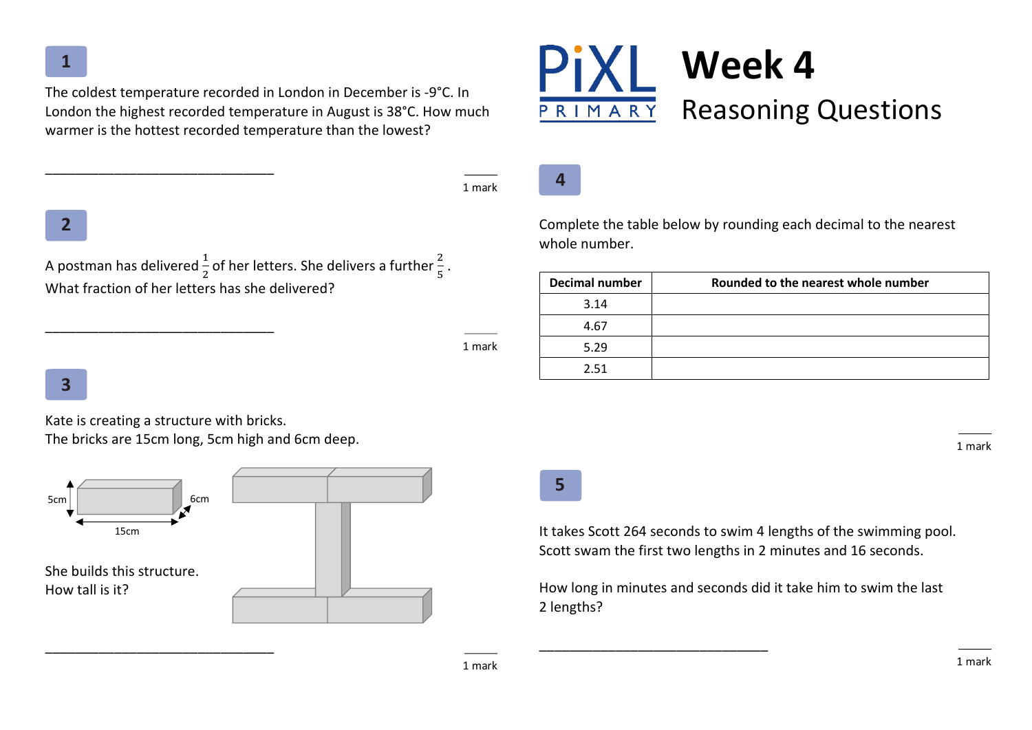# Week 4

## Reasoning Questions

**1**

The coldest temperature recorded in London in December is -9°C. In London the highest recorded temperature in August is 38°C. How much warmer is the hottest recorded temperature than the lowest?

______________________________

1 mark

**2**

A postman has delivered $\frac{1}{2}$ of her letters. She delivers a further $\frac{2}{5}$.
What fraction of her letters has she delivered?

______________________________

1 mark

**3**

Kate is creating a structure with bricks.
The bricks are 15cm long, 5cm high and 6cm deep.

5cm
6cm
15cm

She builds this structure.
How tall is it?

______________________________

1 mark

**4**

Complete the table below by rounding each decimal to the nearest whole number.

| Decimal number | Rounded to the nearest whole number |
|---|---|
| 3.14 | |
| 4.67 | |
| 5.29 | |
| 2.51 | |

1 mark

**5**

It takes Scott 264 seconds to swim 4 lengths of the swimming pool.
Scott swam the first two lengths in 2 minutes and 16 seconds.

How long in minutes and seconds did it take him to swim the last 2 lengths?

______________________________

1 mark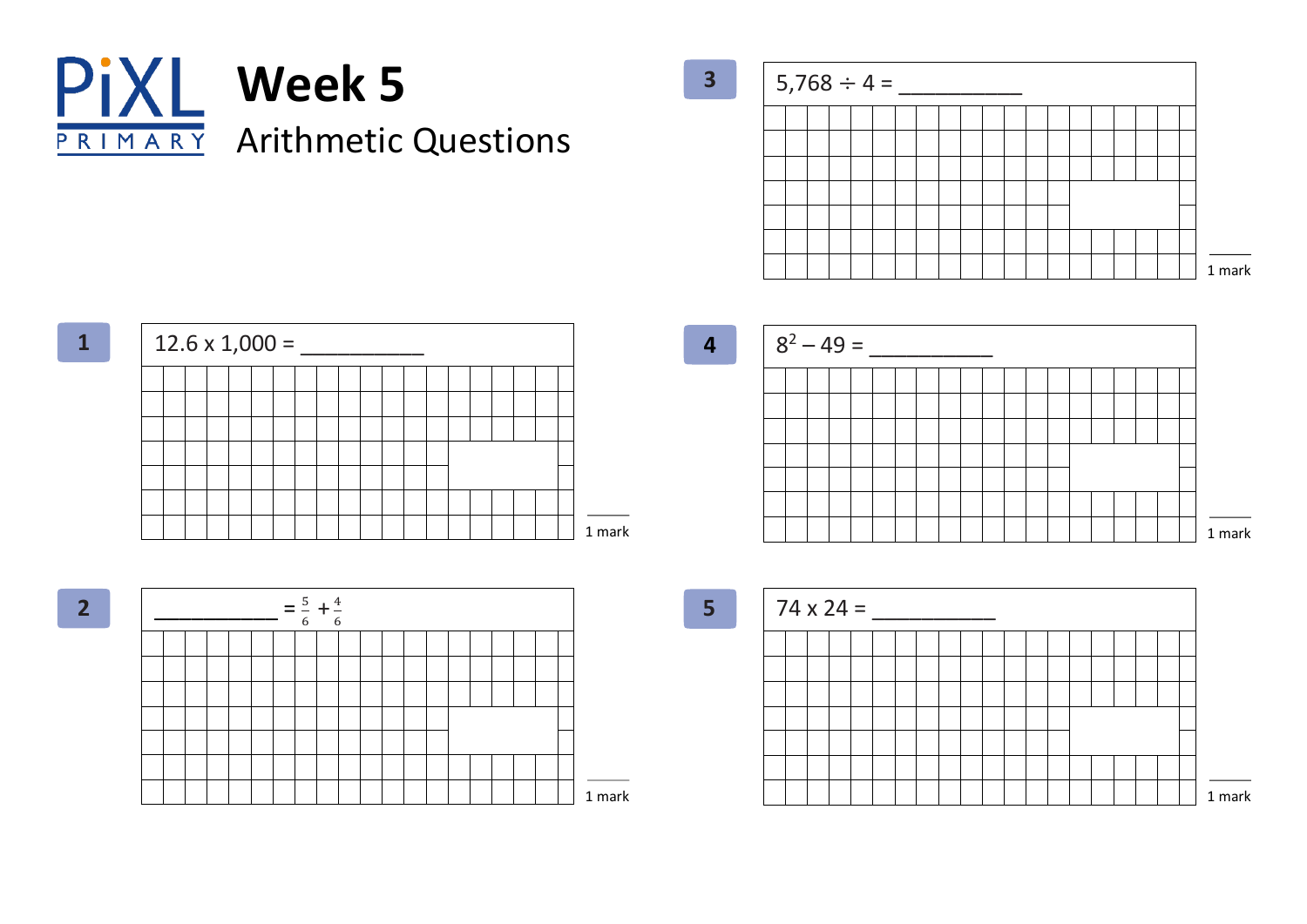# PiXL PRIMARY

## Week 5

### Arithmetic Questions

**1**

$12.6 \times 1{,}000 =$ __________

1 mark

**2**

__________ $= \frac{5}{6} + \frac{4}{6}$

1 mark

**3**

$5{,}768 \div 4 =$ __________

1 mark

**4**

$8^2 - 49 =$ __________

1 mark

**5**

$74 \times 24 =$ __________

1 mark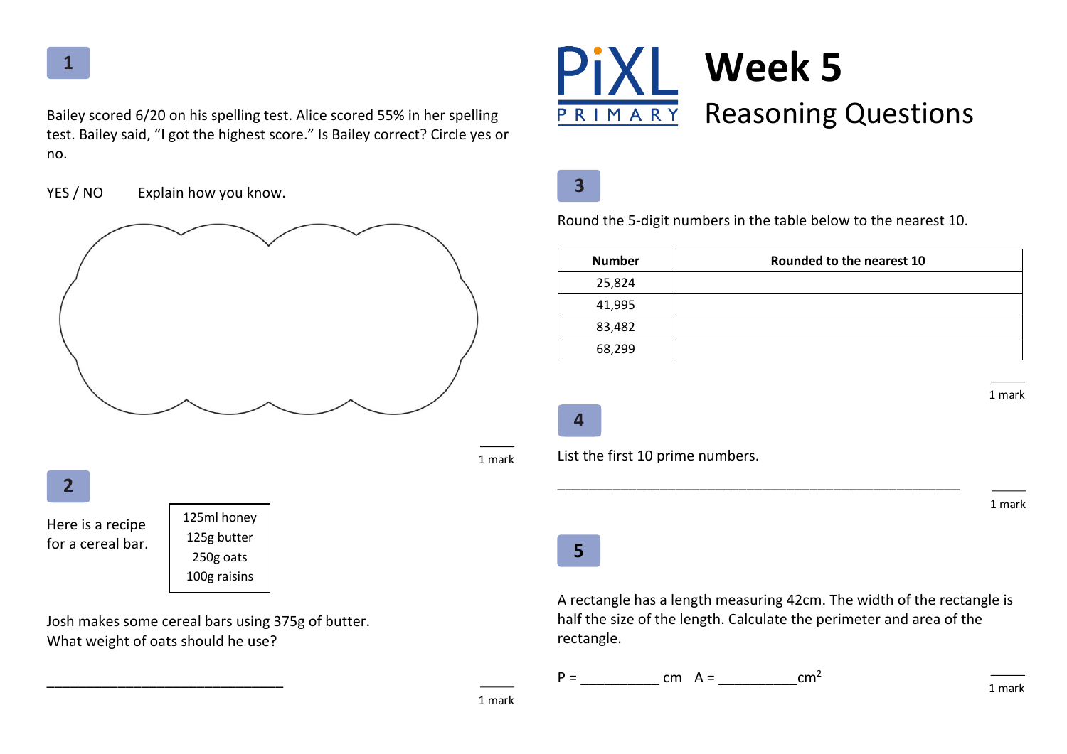# Week 5

## Reasoning Questions

**1**

Bailey scored 6/20 on his spelling test. Alice scored 55% in her spelling test. Bailey said, "I got the highest score." Is Bailey correct? Circle yes or no.

YES / NO     Explain how you know.

1 mark

**2**

Here is a recipe for a cereal bar.

| |
|---|
| 125ml honey |
| 125g butter |
| 250g oats |
| 100g raisins |

Josh makes some cereal bars using 375g of butter. What weight of oats should he use?

______________________________

1 mark

**3**

Round the 5-digit numbers in the table below to the nearest 10.

| Number | Rounded to the nearest 10 |
|---|---|
| 25,824 | |
| 41,995 | |
| 83,482 | |
| 68,299 | |

1 mark

**4**

List the first 10 prime numbers.

______________________________________________________

1 mark

**5**

A rectangle has a length measuring 42cm. The width of the rectangle is half the size of the length. Calculate the perimeter and area of the rectangle.

P = __________ cm   A = __________$cm^2$

1 mark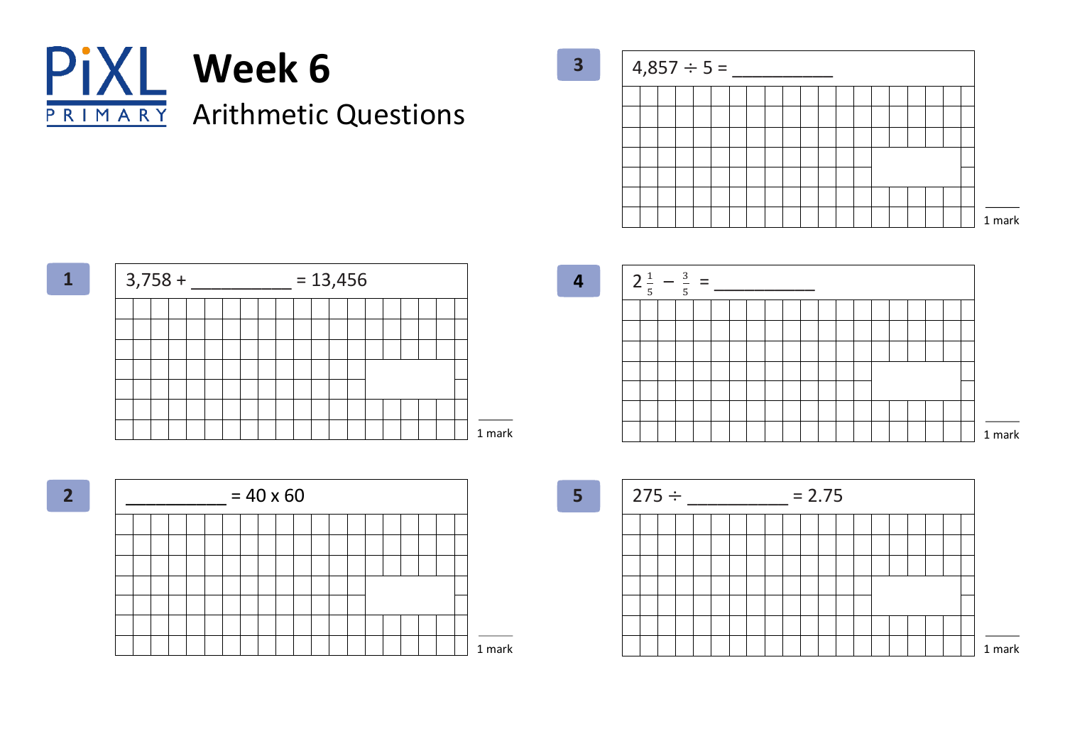# Week 6

## Arithmetic Questions

PiXL PRIMARY

**1**

3,758 + __________ = 13,456

1 mark

**2**

__________ = 40 x 60

1 mark

**3**

4,857 ÷ 5 = __________

1 mark

**4**

$2\frac{1}{5} - \frac{3}{5}$ = __________

1 mark

**5**

275 ÷ __________ = 2.75

1 mark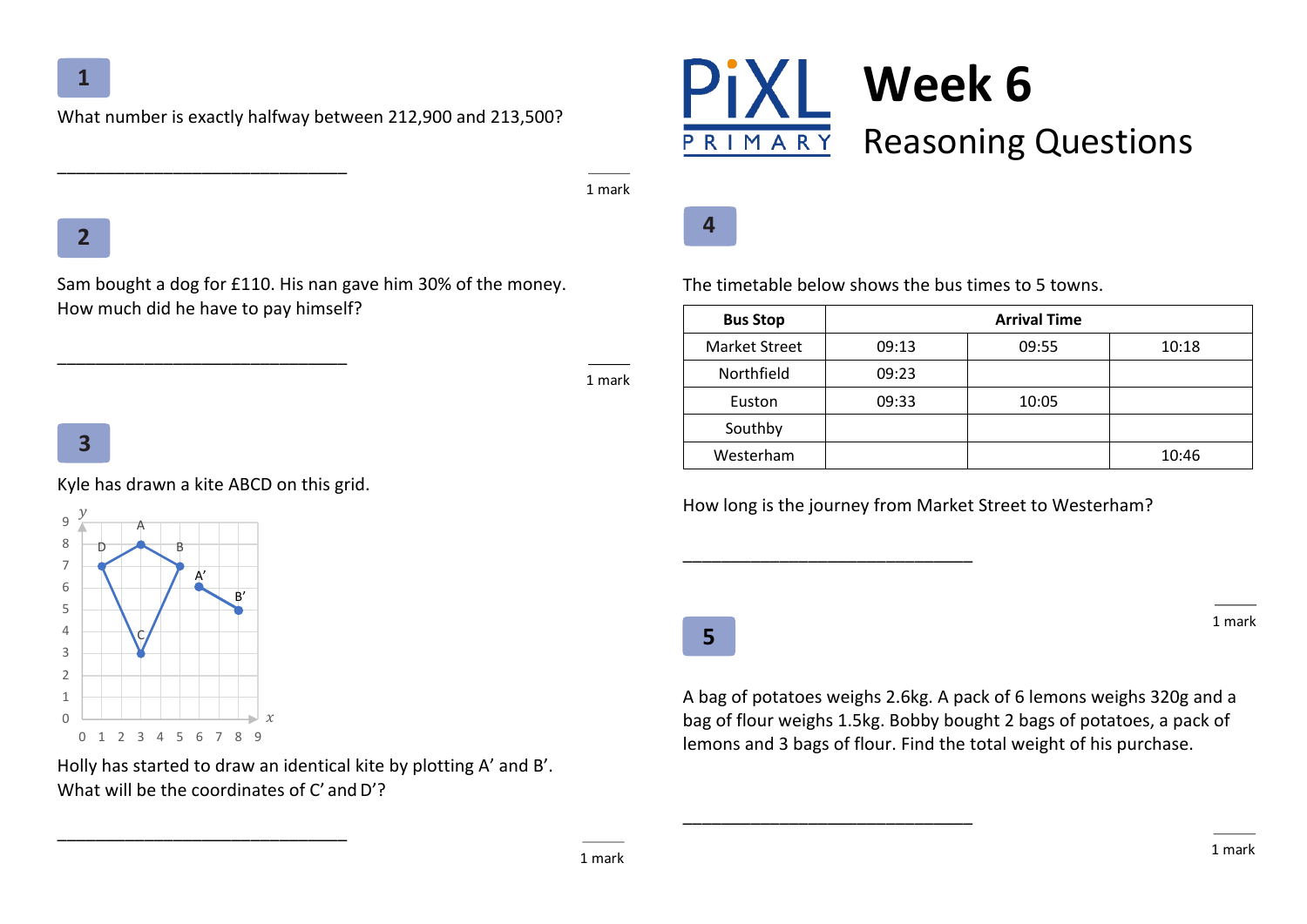# PiXL PRIMARY

# Week 6

## Reasoning Questions

**1**

What number is exactly halfway between 212,900 and 213,500?

_______________________________

1 mark

**2**

Sam bought a dog for £110. His nan gave him 30% of the money.
How much did he have to pay himself?

_______________________________

1 mark

**3**

Kyle has drawn a kite ABCD on this grid.

y
9
8
7
6
5
4
3
2
1
0
0 1 2 3 4 5 6 7 8 9
x
D
A
B
A'
B'
C

Holly has started to draw an identical kite by plotting A' and B'.
What will be the coordinates of C' and D'?

_______________________________

1 mark

**4**

The timetable below shows the bus times to 5 towns.

| Bus Stop | Arrival Time | | |
|---|---|---|---|
| Market Street | 09:13 | 09:55 | 10:18 |
| Northfield | 09:23 | | |
| Euston | 09:33 | 10:05 | |
| Southby | | | |
| Westerham | | | 10:46 |

How long is the journey from Market Street to Westerham?

_______________________________

1 mark

**5**

A bag of potatoes weighs 2.6kg. A pack of 6 lemons weighs 320g and a bag of flour weighs 1.5kg. Bobby bought 2 bags of potatoes, a pack of lemons and 3 bags of flour. Find the total weight of his purchase.

_______________________________

1 mark